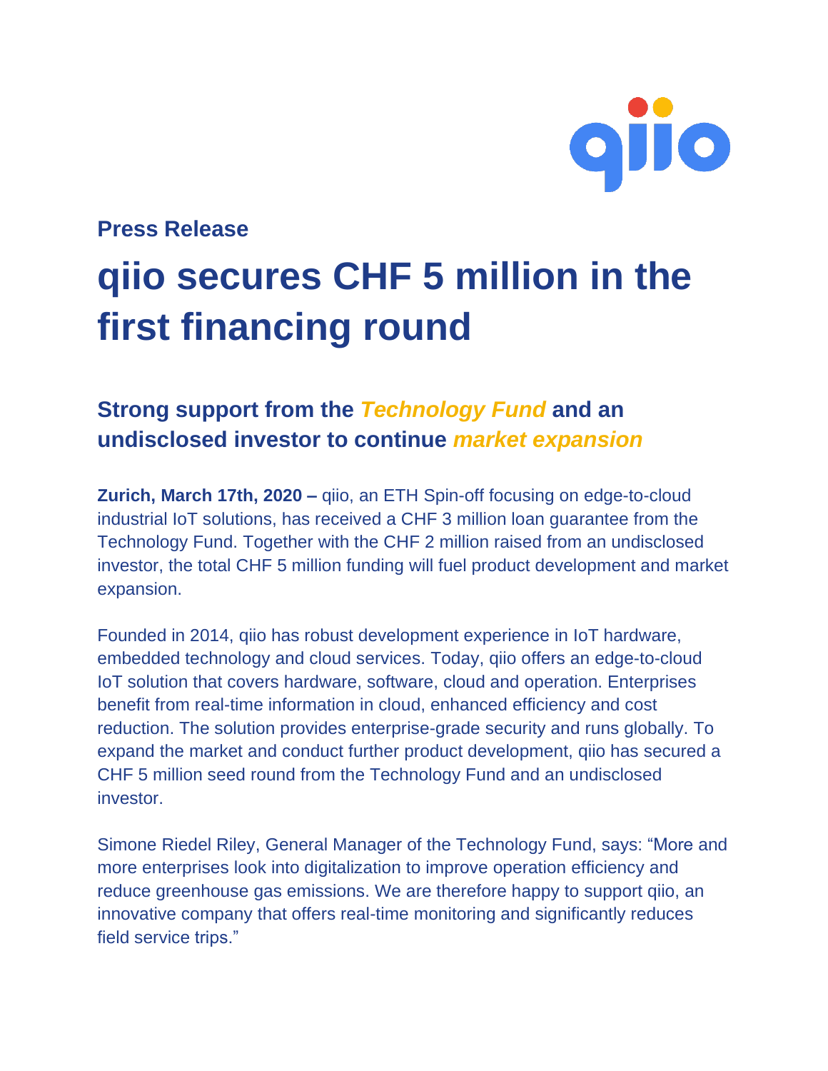**Press Release**

# qiio secures CHF 5 million in the first financing round

## Strong support from the *Technology Fund* and an undisclosed investor to continue *market expansion*

**Zurich, March 17th, 2020 –** qiio, an ETH Spin-off focusing on edge-to-cloud industrial IoT solutions, has received a CHF 3 million loan guarantee from the Technology Fund. Together with the CHF 2 million raised from an undisclosed investor, the total CHF 5 million funding will fuel product development and market expansion.

Founded in 2014, qiio has robust development experience in IoT hardware, embedded technology and cloud services. Today, qiio offers an edge-to-cloud IoT solution that covers hardware, software, cloud and operation. Enterprises benefit from real-time information in cloud, enhanced efficiency and cost reduction. The solution provides enterprise-grade security and runs globally. To expand the market and conduct further product development, qiio has secured a CHF 5 million seed round from the Technology Fund and an undisclosed investor.

Simone Riedel Riley, General Manager of the Technology Fund, says: "More and more enterprises look into digitalization to improve operation efficiency and reduce greenhouse gas emissions. We are therefore happy to support qiio, an innovative company that offers real-time monitoring and significantly reduces field service trips."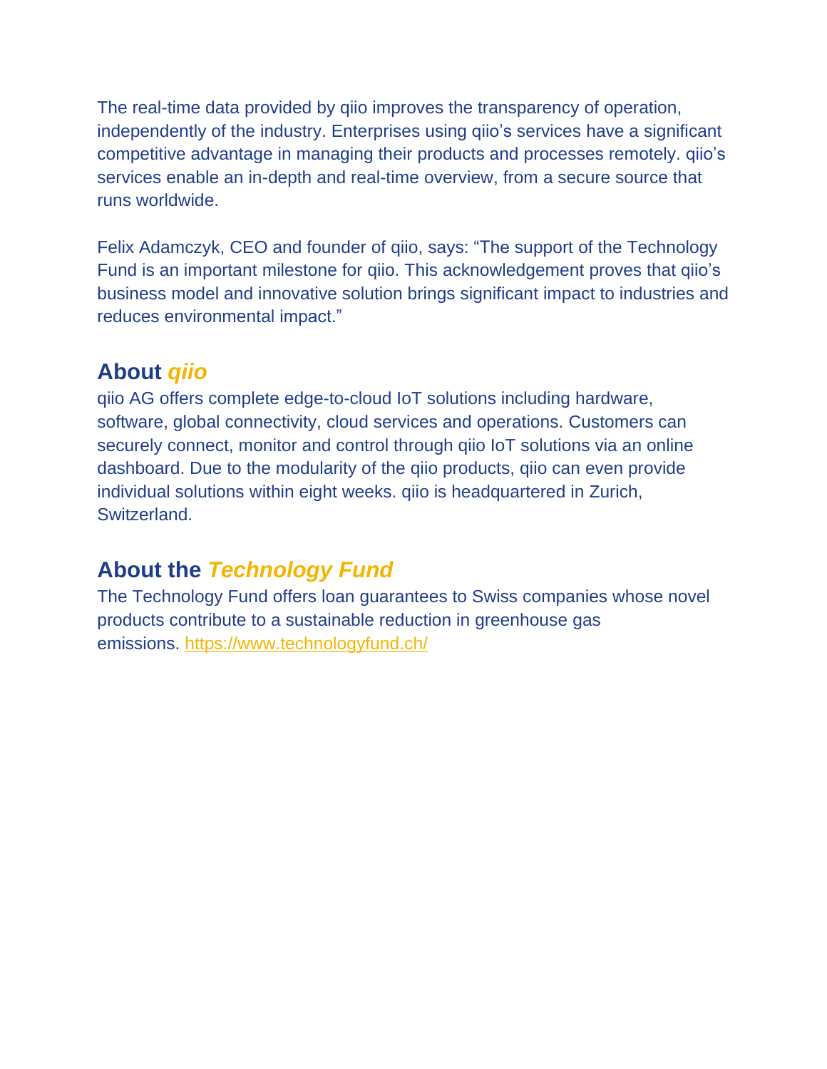The real-time data provided by qiio improves the transparency of operation, independently of the industry. Enterprises using qiio's services have a significant competitive advantage in managing their products and processes remotely. qiio's services enable an in-depth and real-time overview, from a secure source that runs worldwide.

Felix Adamczyk, CEO and founder of qiio, says: "The support of the Technology Fund is an important milestone for qiio. This acknowledgement proves that qiio's business model and innovative solution brings significant impact to industries and reduces environmental impact."

## About *qiio*

qiio AG offers complete edge-to-cloud IoT solutions including hardware, software, global connectivity, cloud services and operations. Customers can securely connect, monitor and control through qiio IoT solutions via an online dashboard. Due to the modularity of the qiio products, qiio can even provide individual solutions within eight weeks. qiio is headquartered in Zurich, Switzerland.

## About the *Technology Fund*

The Technology Fund offers loan guarantees to Swiss companies whose novel products contribute to a sustainable reduction in greenhouse gas emissions. https://www.technologyfund.ch/